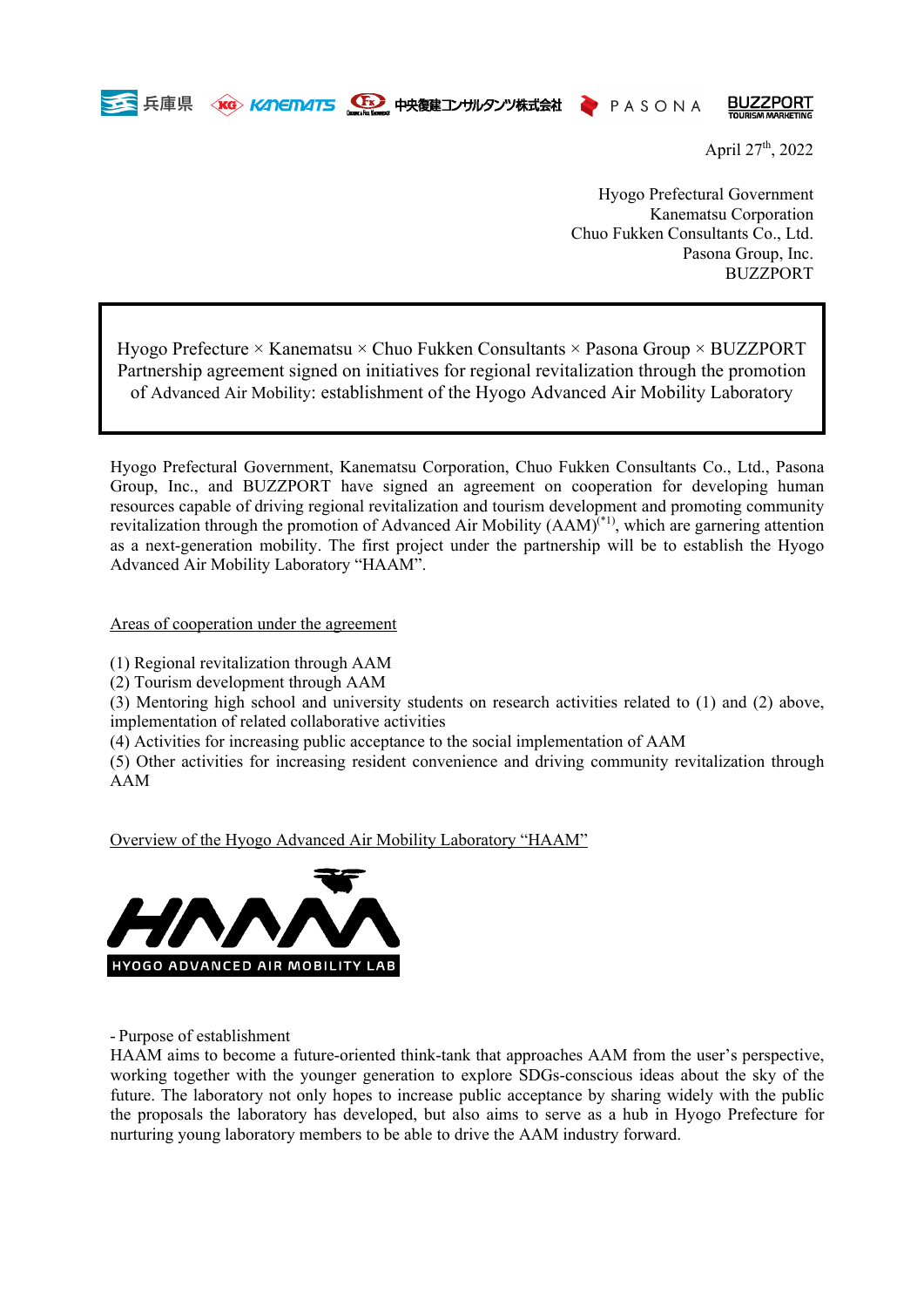兵庫県 KANEMATSU 中央復建コンサルタンツ株式会社 PASONA BUZZPORT TOURISM MARKETING

April 27th, 2022

Hyogo Prefectural Government
Kanematsu Corporation
Chuo Fukken Consultants Co., Ltd.
Pasona Group, Inc.
BUZZPORT

# Hyogo Prefecture × Kanematsu × Chuo Fukken Consultants × Pasona Group × BUZZPORT Partnership agreement signed on initiatives for regional revitalization through the promotion of Advanced Air Mobility: establishment of the Hyogo Advanced Air Mobility Laboratory

Hyogo Prefectural Government, Kanematsu Corporation, Chuo Fukken Consultants Co., Ltd., Pasona Group, Inc., and BUZZPORT have signed an agreement on cooperation for developing human resources capable of driving regional revitalization and tourism development and promoting community revitalization through the promotion of Advanced Air Mobility (AAM)[*1], which are garnering attention as a next-generation mobility. The first project under the partnership will be to establish the Hyogo Advanced Air Mobility Laboratory “HAAM”.

## Areas of cooperation under the agreement

(1) Regional revitalization through AAM
(2) Tourism development through AAM
(3) Mentoring high school and university students on research activities related to (1) and (2) above, implementation of related collaborative activities
(4) Activities for increasing public acceptance to the social implementation of AAM
(5) Other activities for increasing resident convenience and driving community revitalization through AAM

## Overview of the Hyogo Advanced Air Mobility Laboratory “HAAM”

HAAM
HYOGO ADVANCED AIR MOBILITY LAB

- Purpose of establishment

HAAM aims to become a future-oriented think-tank that approaches AAM from the user’s perspective, working together with the younger generation to explore SDGs-conscious ideas about the sky of the future. The laboratory not only hopes to increase public acceptance by sharing widely with the public the proposals the laboratory has developed, but also aims to serve as a hub in Hyogo Prefecture for nurturing young laboratory members to be able to drive the AAM industry forward.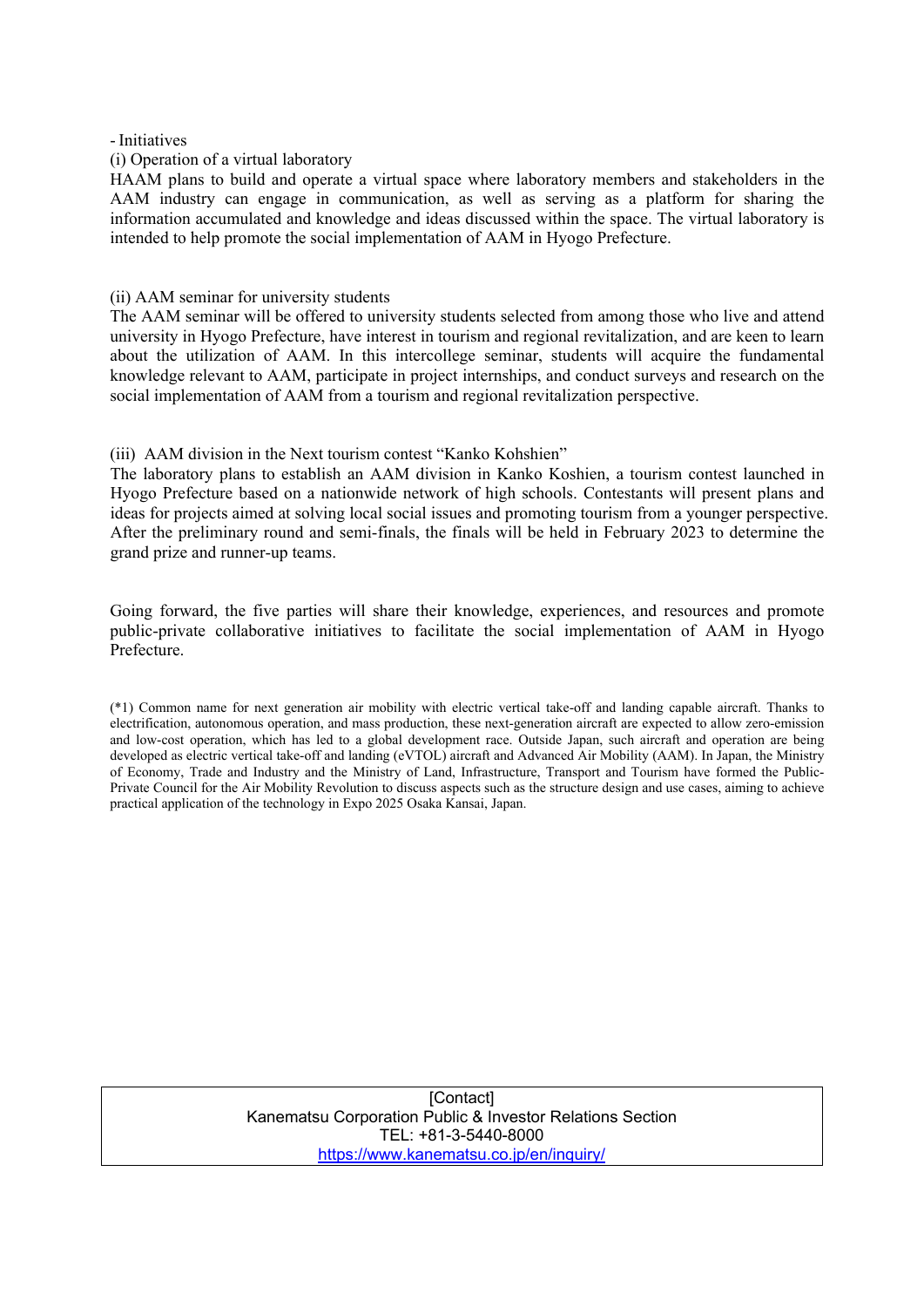- Initiatives

(i) Operation of a virtual laboratory

HAAM plans to build and operate a virtual space where laboratory members and stakeholders in the AAM industry can engage in communication, as well as serving as a platform for sharing the information accumulated and knowledge and ideas discussed within the space. The virtual laboratory is intended to help promote the social implementation of AAM in Hyogo Prefecture.

(ii) AAM seminar for university students

The AAM seminar will be offered to university students selected from among those who live and attend university in Hyogo Prefecture, have interest in tourism and regional revitalization, and are keen to learn about the utilization of AAM. In this intercollege seminar, students will acquire the fundamental knowledge relevant to AAM, participate in project internships, and conduct surveys and research on the social implementation of AAM from a tourism and regional revitalization perspective.

(iii) AAM division in the Next tourism contest “Kanko Kohshien”

The laboratory plans to establish an AAM division in Kanko Koshien, a tourism contest launched in Hyogo Prefecture based on a nationwide network of high schools. Contestants will present plans and ideas for projects aimed at solving local social issues and promoting tourism from a younger perspective. After the preliminary round and semi-finals, the finals will be held in February 2023 to determine the grand prize and runner-up teams.

Going forward, the five parties will share their knowledge, experiences, and resources and promote public-private collaborative initiatives to facilitate the social implementation of AAM in Hyogo Prefecture.

(*1) Common name for next generation air mobility with electric vertical take-off and landing capable aircraft. Thanks to electrification, autonomous operation, and mass production, these next-generation aircraft are expected to allow zero-emission and low-cost operation, which has led to a global development race. Outside Japan, such aircraft and operation are being developed as electric vertical take-off and landing (eVTOL) aircraft and Advanced Air Mobility (AAM). In Japan, the Ministry of Economy, Trade and Industry and the Ministry of Land, Infrastructure, Transport and Tourism have formed the Public-Private Council for the Air Mobility Revolution to discuss aspects such as the structure design and use cases, aiming to achieve practical application of the technology in Expo 2025 Osaka Kansai, Japan.

[Contact]
Kanematsu Corporation Public & Investor Relations Section
TEL: +81-3-5440-8000
https://www.kanematsu.co.jp/en/inquiry/